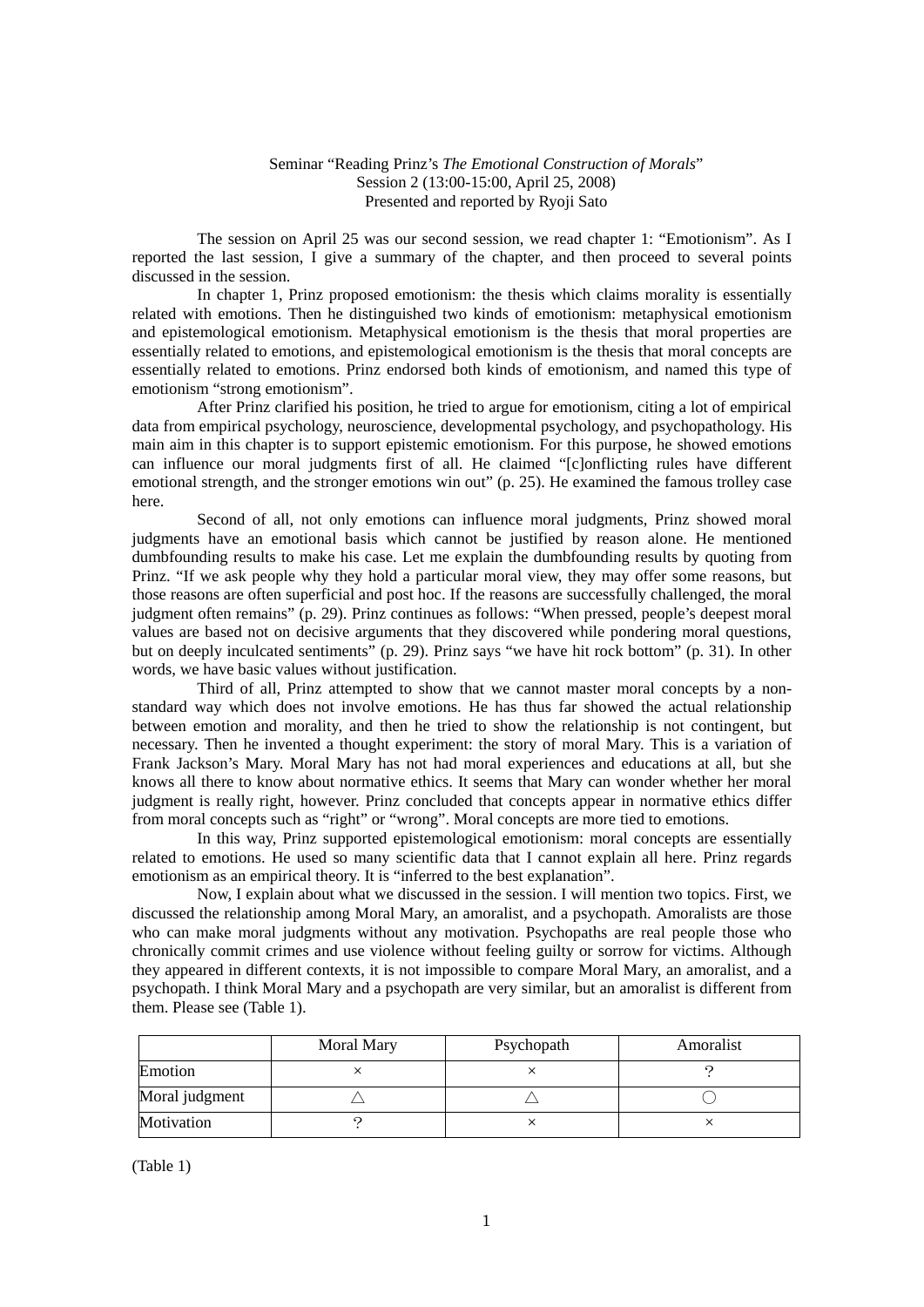Seminar "Reading Prinz's *The Emotional Construction of Morals*"
Session 2 (13:00-15:00, April 25, 2008)
Presented and reported by Ryoji Sato

The session on April 25 was our second session, we read chapter 1: "Emotionism". As I reported the last session, I give a summary of the chapter, and then proceed to several points discussed in the session.

In chapter 1, Prinz proposed emotionism: the thesis which claims morality is essentially related with emotions. Then he distinguished two kinds of emotionism: metaphysical emotionism and epistemological emotionism. Metaphysical emotionism is the thesis that moral properties are essentially related to emotions, and epistemological emotionism is the thesis that moral concepts are essentially related to emotions. Prinz endorsed both kinds of emotionism, and named this type of emotionism "strong emotionism".

After Prinz clarified his position, he tried to argue for emotionism, citing a lot of empirical data from empirical psychology, neuroscience, developmental psychology, and psychopathology. His main aim in this chapter is to support epistemic emotionism. For this purpose, he showed emotions can influence our moral judgments first of all. He claimed "[c]onflicting rules have different emotional strength, and the stronger emotions win out" (p. 25). He examined the famous trolley case here.

Second of all, not only emotions can influence moral judgments, Prinz showed moral judgments have an emotional basis which cannot be justified by reason alone. He mentioned dumbfounding results to make his case. Let me explain the dumbfounding results by quoting from Prinz. "If we ask people why they hold a particular moral view, they may offer some reasons, but those reasons are often superficial and post hoc. If the reasons are successfully challenged, the moral judgment often remains" (p. 29). Prinz continues as follows: "When pressed, people's deepest moral values are based not on decisive arguments that they discovered while pondering moral questions, but on deeply inculcated sentiments" (p. 29). Prinz says "we have hit rock bottom" (p. 31). In other words, we have basic values without justification.

Third of all, Prinz attempted to show that we cannot master moral concepts by a non-standard way which does not involve emotions. He has thus far showed the actual relationship between emotion and morality, and then he tried to show the relationship is not contingent, but necessary. Then he invented a thought experiment: the story of moral Mary. This is a variation of Frank Jackson's Mary. Moral Mary has not had moral experiences and educations at all, but she knows all there to know about normative ethics. It seems that Mary can wonder whether her moral judgment is really right, however. Prinz concluded that concepts appear in normative ethics differ from moral concepts such as "right" or "wrong". Moral concepts are more tied to emotions.

In this way, Prinz supported epistemological emotionism: moral concepts are essentially related to emotions. He used so many scientific data that I cannot explain all here. Prinz regards emotionism as an empirical theory. It is "inferred to the best explanation".

Now, I explain about what we discussed in the session. I will mention two topics. First, we discussed the relationship among Moral Mary, an amoralist, and a psychopath. Amoralists are those who can make moral judgments without any motivation. Psychopaths are real people those who chronically commit crimes and use violence without feeling guilty or sorrow for victims. Although they appeared in different contexts, it is not impossible to compare Moral Mary, an amoralist, and a psychopath. I think Moral Mary and a psychopath are very similar, but an amoralist is different from them. Please see (Table 1).

| | Moral Mary | Psychopath | Amoralist |
|---|---|---|---|
| Emotion | × | × | ? |
| Moral judgment | △ | △ | ○ |
| Motivation | ? | × | × |

(Table 1)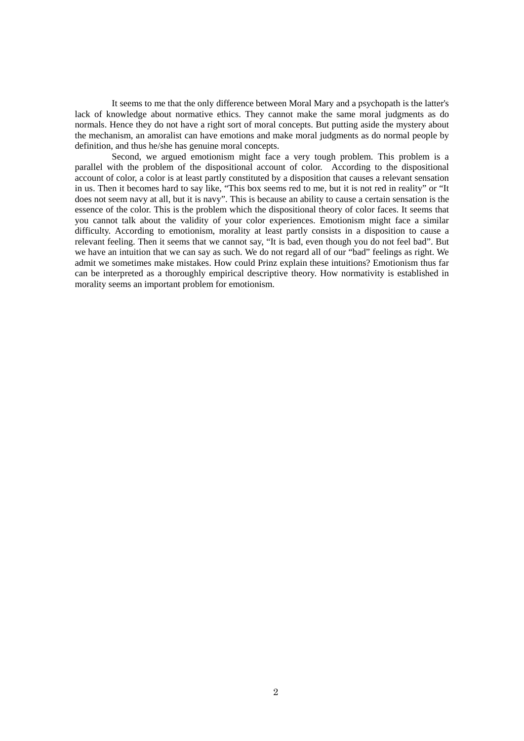It seems to me that the only difference between Moral Mary and a psychopath is the latter's lack of knowledge about normative ethics. They cannot make the same moral judgments as do normals. Hence they do not have a right sort of moral concepts. But putting aside the mystery about the mechanism, an amoralist can have emotions and make moral judgments as do normal people by definition, and thus he/she has genuine moral concepts.

Second, we argued emotionism might face a very tough problem. This problem is a parallel with the problem of the dispositional account of color. According to the dispositional account of color, a color is at least partly constituted by a disposition that causes a relevant sensation in us. Then it becomes hard to say like, “This box seems red to me, but it is not red in reality” or “It does not seem navy at all, but it is navy”. This is because an ability to cause a certain sensation is the essence of the color. This is the problem which the dispositional theory of color faces. It seems that you cannot talk about the validity of your color experiences. Emotionism might face a similar difficulty. According to emotionism, morality at least partly consists in a disposition to cause a relevant feeling. Then it seems that we cannot say, “It is bad, even though you do not feel bad”. But we have an intuition that we can say as such. We do not regard all of our “bad” feelings as right. We admit we sometimes make mistakes. How could Prinz explain these intuitions? Emotionism thus far can be interpreted as a thoroughly empirical descriptive theory. How normativity is established in morality seems an important problem for emotionism.